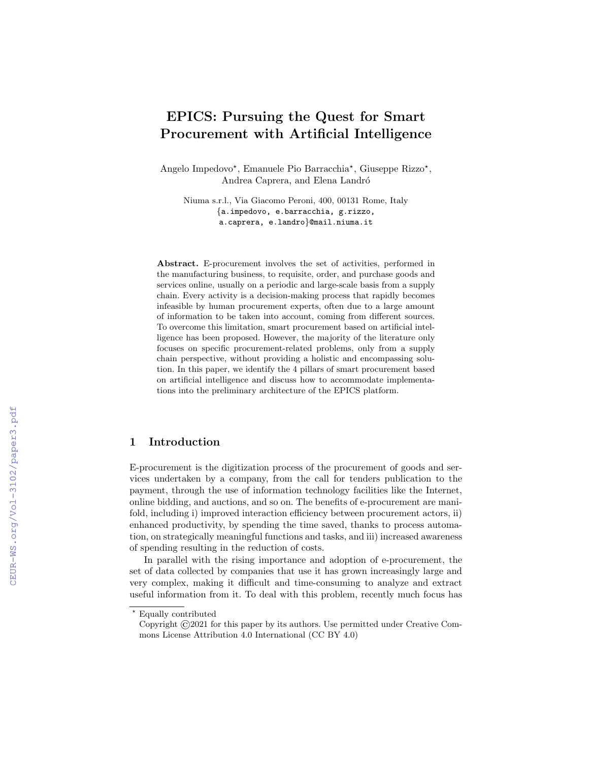# EPICS: Pursuing the Quest for Smart Procurement with Artificial Intelligence

Angelo Impedovo*, Emanuele Pio Barracchia*, Giuseppe Rizzo*, Andrea Caprera, and Elena Landró

Niuma s.r.l., Via Giacomo Peroni, 400, 00131 Rome, Italy
{a.impedovo, e.barracchia, g.rizzo, a.caprera, e.landro}@mail.niuma.it

**Abstract.** E-procurement involves the set of activities, performed in the manufacturing business, to requisite, order, and purchase goods and services online, usually on a periodic and large-scale basis from a supply chain. Every activity is a decision-making process that rapidly becomes infeasible by human procurement experts, often due to a large amount of information to be taken into account, coming from different sources. To overcome this limitation, smart procurement based on artificial intelligence has been proposed. However, the majority of the literature only focuses on specific procurement-related problems, only from a supply chain perspective, without providing a holistic and encompassing solution. In this paper, we identify the 4 pillars of smart procurement based on artificial intelligence and discuss how to accommodate implementations into the preliminary architecture of the EPICS platform.

## 1 Introduction

E-procurement is the digitization process of the procurement of goods and services undertaken by a company, from the call for tenders publication to the payment, through the use of information technology facilities like the Internet, online bidding, and auctions, and so on. The benefits of e-procurement are manifold, including i) improved interaction efficiency between procurement actors, ii) enhanced productivity, by spending the time saved, thanks to process automation, on strategically meaningful functions and tasks, and iii) increased awareness of spending resulting in the reduction of costs.

In parallel with the rising importance and adoption of e-procurement, the set of data collected by companies that use it has grown increasingly large and very complex, making it difficult and time-consuming to analyze and extract useful information from it. To deal with this problem, recently much focus has

* Equally contributed
Copyright ©2021 for this paper by its authors. Use permitted under Creative Commons License Attribution 4.0 International (CC BY 4.0)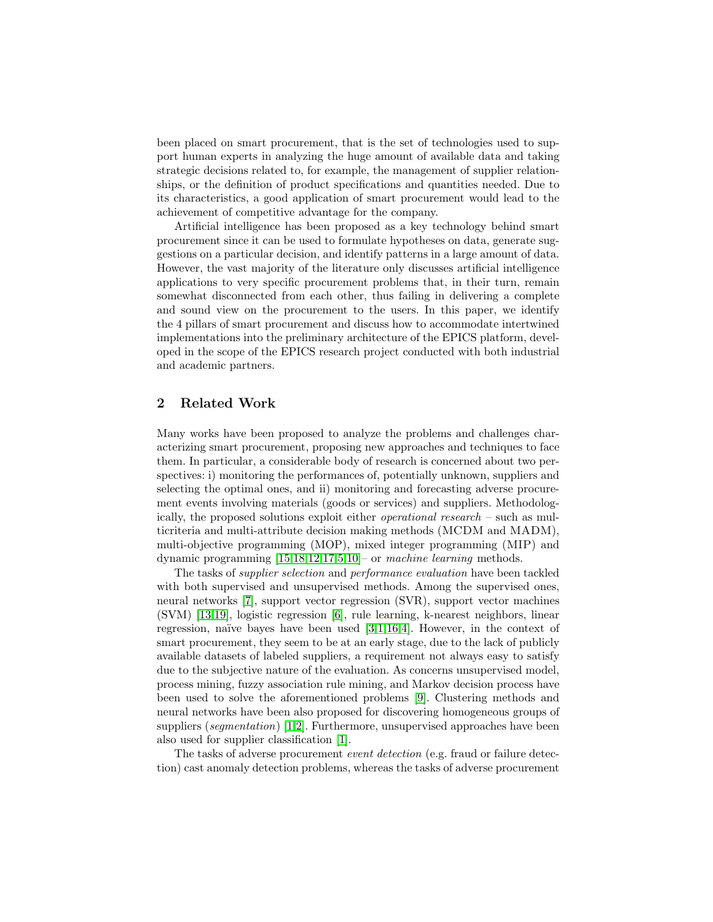been placed on smart procurement, that is the set of technologies used to support human experts in analyzing the huge amount of available data and taking strategic decisions related to, for example, the management of supplier relationships, or the definition of product specifications and quantities needed. Due to its characteristics, a good application of smart procurement would lead to the achievement of competitive advantage for the company.

Artificial intelligence has been proposed as a key technology behind smart procurement since it can be used to formulate hypotheses on data, generate suggestions on a particular decision, and identify patterns in a large amount of data. However, the vast majority of the literature only discusses artificial intelligence applications to very specific procurement problems that, in their turn, remain somewhat disconnected from each other, thus failing in delivering a complete and sound view on the procurement to the users. In this paper, we identify the 4 pillars of smart procurement and discuss how to accommodate intertwined implementations into the preliminary architecture of the EPICS platform, developed in the scope of the EPICS research project conducted with both industrial and academic partners.

## 2 Related Work

Many works have been proposed to analyze the problems and challenges characterizing smart procurement, proposing new approaches and techniques to face them. In particular, a considerable body of research is concerned about two perspectives: i) monitoring the performances of, potentially unknown, suppliers and selecting the optimal ones, and ii) monitoring and forecasting adverse procurement events involving materials (goods or services) and suppliers. Methodologically, the proposed solutions exploit either *operational research* – such as multicriteria and multi-attribute decision making methods (MCDM and MADM), multi-objective programming (MOP), mixed integer programming (MIP) and dynamic programming [15,18,12,17,5,10]– or *machine learning* methods.

The tasks of *supplier selection* and *performance evaluation* have been tackled with both supervised and unsupervised methods. Among the supervised ones, neural networks [7], support vector regression (SVR), support vector machines (SVM) [13,19], logistic regression [6], rule learning, k-nearest neighbors, linear regression, naïve bayes have been used [3,1,16,4]. However, in the context of smart procurement, they seem to be at an early stage, due to the lack of publicly available datasets of labeled suppliers, a requirement not always easy to satisfy due to the subjective nature of the evaluation. As concerns unsupervised model, process mining, fuzzy association rule mining, and Markov decision process have been used to solve the aforementioned problems [9]. Clustering methods and neural networks have been also proposed for discovering homogeneous groups of suppliers (*segmentation*) [1,2]. Furthermore, unsupervised approaches have been also used for supplier classification [1].

The tasks of adverse procurement *event detection* (e.g. fraud or failure detection) cast anomaly detection problems, whereas the tasks of adverse procurement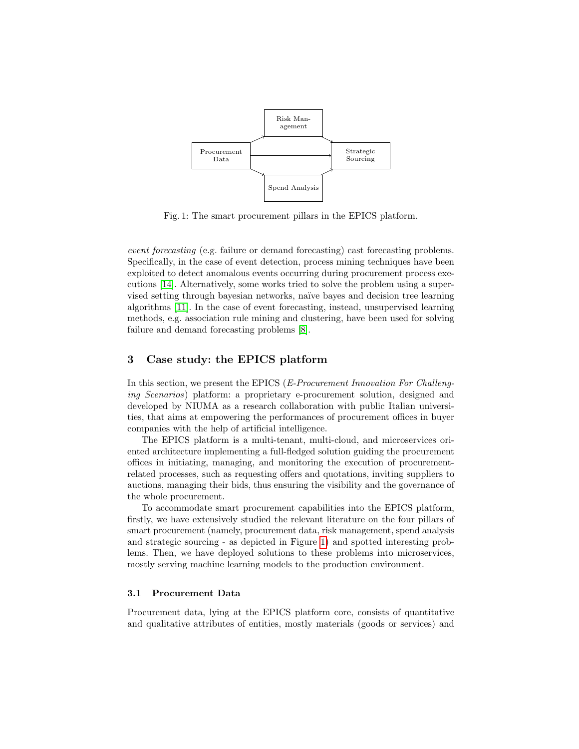Fig. 1: The smart procurement pillars in the EPICS platform.

*event forecasting* (e.g. failure or demand forecasting) cast forecasting problems. Specifically, in the case of event detection, process mining techniques have been exploited to detect anomalous events occurring during procurement process executions [14]. Alternatively, some works tried to solve the problem using a supervised setting through bayesian networks, naïve bayes and decision tree learning algorithms [11]. In the case of event forecasting, instead, unsupervised learning methods, e.g. association rule mining and clustering, have been used for solving failure and demand forecasting problems [8].

## 3 Case study: the EPICS platform

In this section, we present the EPICS (*E-Procurement Innovation For Challenging Scenarios*) platform: a proprietary e-procurement solution, designed and developed by NIUMA as a research collaboration with public Italian universities, that aims at empowering the performances of procurement offices in buyer companies with the help of artificial intelligence.

The EPICS platform is a multi-tenant, multi-cloud, and microservices oriented architecture implementing a full-fledged solution guiding the procurement offices in initiating, managing, and monitoring the execution of procurement-related processes, such as requesting offers and quotations, inviting suppliers to auctions, managing their bids, thus ensuring the visibility and the governance of the whole procurement.

To accommodate smart procurement capabilities into the EPICS platform, firstly, we have extensively studied the relevant literature on the four pillars of smart procurement (namely, procurement data, risk management, spend analysis and strategic sourcing - as depicted in Figure 1) and spotted interesting problems. Then, we have deployed solutions to these problems into microservices, mostly serving machine learning models to the production environment.

### 3.1 Procurement Data

Procurement data, lying at the EPICS platform core, consists of quantitative and qualitative attributes of entities, mostly materials (goods or services) and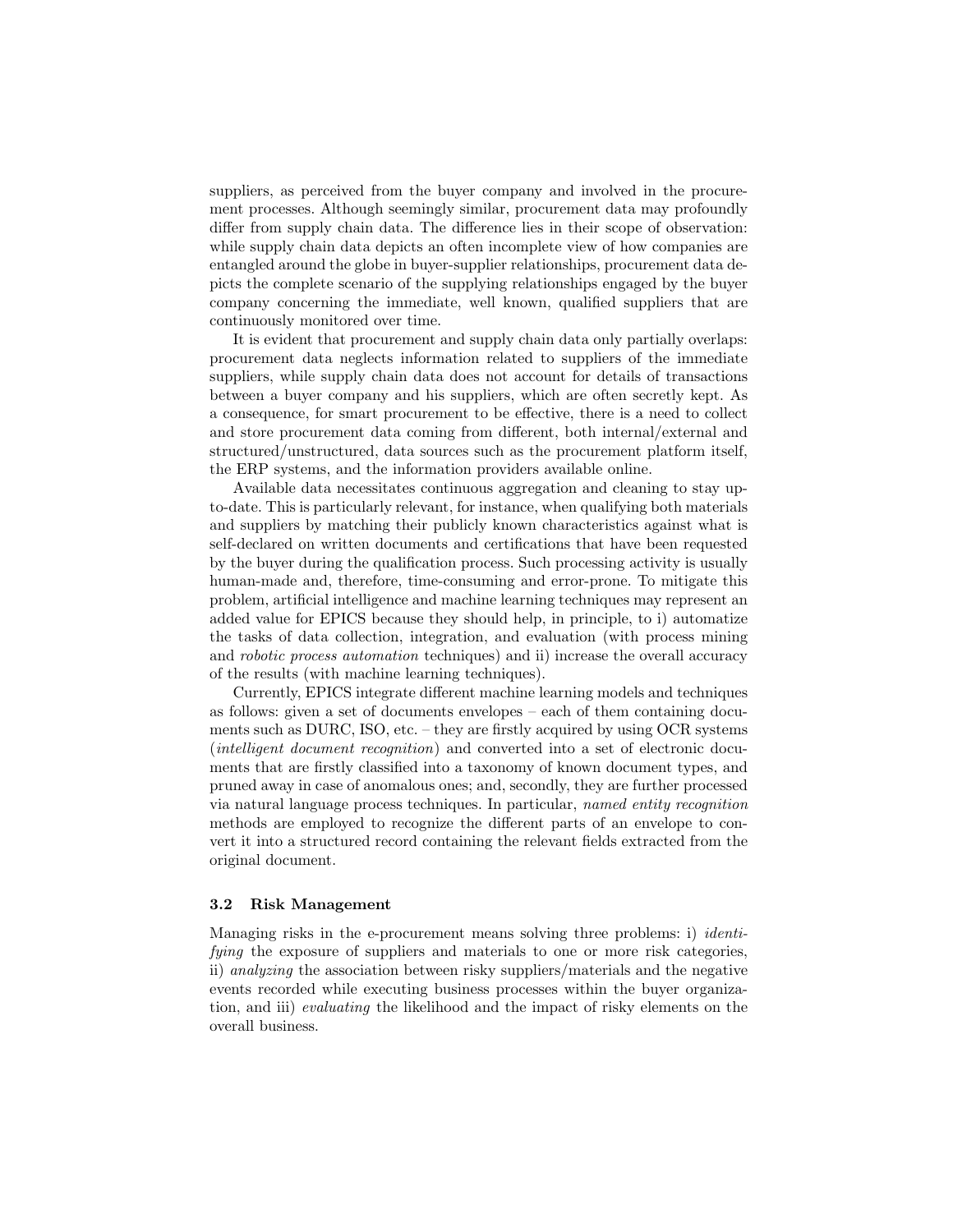suppliers, as perceived from the buyer company and involved in the procurement processes. Although seemingly similar, procurement data may profoundly differ from supply chain data. The difference lies in their scope of observation: while supply chain data depicts an often incomplete view of how companies are entangled around the globe in buyer-supplier relationships, procurement data depicts the complete scenario of the supplying relationships engaged by the buyer company concerning the immediate, well known, qualified suppliers that are continuously monitored over time.

It is evident that procurement and supply chain data only partially overlaps: procurement data neglects information related to suppliers of the immediate suppliers, while supply chain data does not account for details of transactions between a buyer company and his suppliers, which are often secretly kept. As a consequence, for smart procurement to be effective, there is a need to collect and store procurement data coming from different, both internal/external and structured/unstructured, data sources such as the procurement platform itself, the ERP systems, and the information providers available online.

Available data necessitates continuous aggregation and cleaning to stay up-to-date. This is particularly relevant, for instance, when qualifying both materials and suppliers by matching their publicly known characteristics against what is self-declared on written documents and certifications that have been requested by the buyer during the qualification process. Such processing activity is usually human-made and, therefore, time-consuming and error-prone. To mitigate this problem, artificial intelligence and machine learning techniques may represent an added value for EPICS because they should help, in principle, to i) automatize the tasks of data collection, integration, and evaluation (with process mining and *robotic process automation* techniques) and ii) increase the overall accuracy of the results (with machine learning techniques).

Currently, EPICS integrate different machine learning models and techniques as follows: given a set of documents envelopes – each of them containing documents such as DURC, ISO, etc. – they are firstly acquired by using OCR systems (*intelligent document recognition*) and converted into a set of electronic documents that are firstly classified into a taxonomy of known document types, and pruned away in case of anomalous ones; and, secondly, they are further processed via natural language process techniques. In particular, *named entity recognition* methods are employed to recognize the different parts of an envelope to convert it into a structured record containing the relevant fields extracted from the original document.

### 3.2 Risk Management

Managing risks in the e-procurement means solving three problems: i) *identifying* the exposure of suppliers and materials to one or more risk categories, ii) *analyzing* the association between risky suppliers/materials and the negative events recorded while executing business processes within the buyer organization, and iii) *evaluating* the likelihood and the impact of risky elements on the overall business.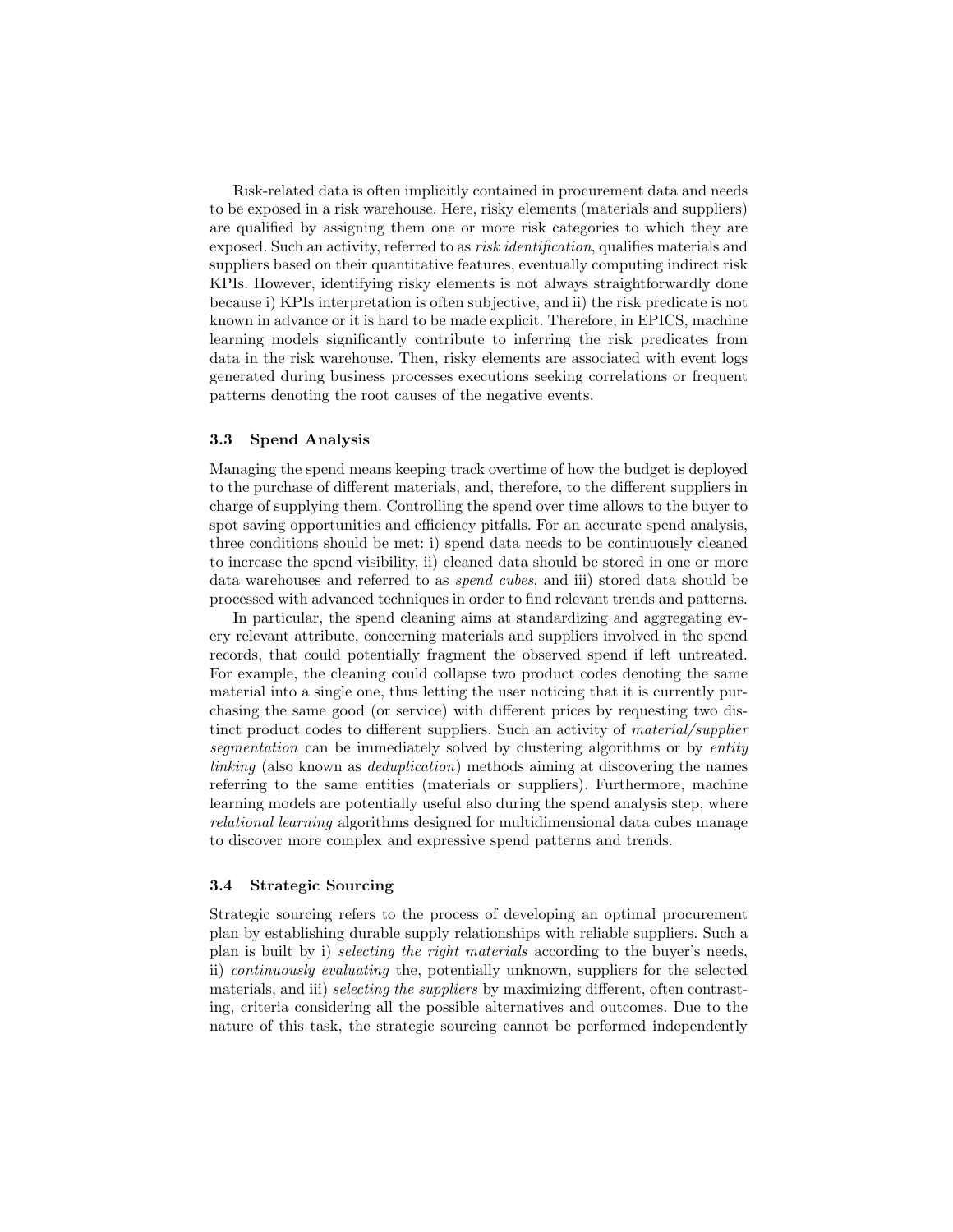Risk-related data is often implicitly contained in procurement data and needs to be exposed in a risk warehouse. Here, risky elements (materials and suppliers) are qualified by assigning them one or more risk categories to which they are exposed. Such an activity, referred to as *risk identification*, qualifies materials and suppliers based on their quantitative features, eventually computing indirect risk KPIs. However, identifying risky elements is not always straightforwardly done because i) KPIs interpretation is often subjective, and ii) the risk predicate is not known in advance or it is hard to be made explicit. Therefore, in EPICS, machine learning models significantly contribute to inferring the risk predicates from data in the risk warehouse. Then, risky elements are associated with event logs generated during business processes executions seeking correlations or frequent patterns denoting the root causes of the negative events.

### 3.3 Spend Analysis

Managing the spend means keeping track overtime of how the budget is deployed to the purchase of different materials, and, therefore, to the different suppliers in charge of supplying them. Controlling the spend over time allows to the buyer to spot saving opportunities and efficiency pitfalls. For an accurate spend analysis, three conditions should be met: i) spend data needs to be continuously cleaned to increase the spend visibility, ii) cleaned data should be stored in one or more data warehouses and referred to as *spend cubes*, and iii) stored data should be processed with advanced techniques in order to find relevant trends and patterns.

In particular, the spend cleaning aims at standardizing and aggregating every relevant attribute, concerning materials and suppliers involved in the spend records, that could potentially fragment the observed spend if left untreated. For example, the cleaning could collapse two product codes denoting the same material into a single one, thus letting the user noticing that it is currently purchasing the same good (or service) with different prices by requesting two distinct product codes to different suppliers. Such an activity of *material/supplier segmentation* can be immediately solved by clustering algorithms or by *entity linking* (also known as *deduplication*) methods aiming at discovering the names referring to the same entities (materials or suppliers). Furthermore, machine learning models are potentially useful also during the spend analysis step, where *relational learning* algorithms designed for multidimensional data cubes manage to discover more complex and expressive spend patterns and trends.

### 3.4 Strategic Sourcing

Strategic sourcing refers to the process of developing an optimal procurement plan by establishing durable supply relationships with reliable suppliers. Such a plan is built by i) *selecting the right materials* according to the buyer's needs, ii) *continuously evaluating* the, potentially unknown, suppliers for the selected materials, and iii) *selecting the suppliers* by maximizing different, often contrasting, criteria considering all the possible alternatives and outcomes. Due to the nature of this task, the strategic sourcing cannot be performed independently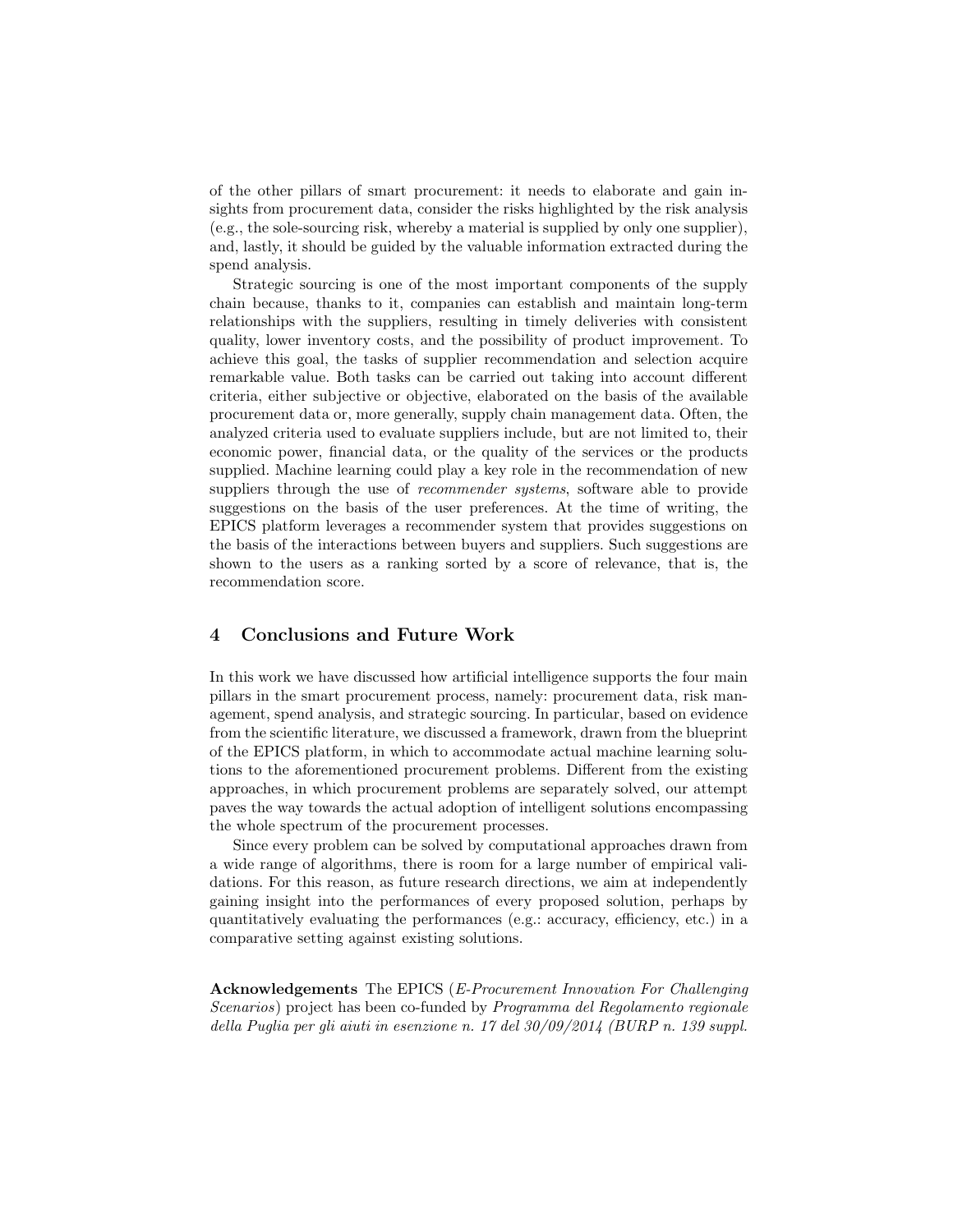of the other pillars of smart procurement: it needs to elaborate and gain insights from procurement data, consider the risks highlighted by the risk analysis (e.g., the sole-sourcing risk, whereby a material is supplied by only one supplier), and, lastly, it should be guided by the valuable information extracted during the spend analysis.

Strategic sourcing is one of the most important components of the supply chain because, thanks to it, companies can establish and maintain long-term relationships with the suppliers, resulting in timely deliveries with consistent quality, lower inventory costs, and the possibility of product improvement. To achieve this goal, the tasks of supplier recommendation and selection acquire remarkable value. Both tasks can be carried out taking into account different criteria, either subjective or objective, elaborated on the basis of the available procurement data or, more generally, supply chain management data. Often, the analyzed criteria used to evaluate suppliers include, but are not limited to, their economic power, financial data, or the quality of the services or the products supplied. Machine learning could play a key role in the recommendation of new suppliers through the use of *recommender systems*, software able to provide suggestions on the basis of the user preferences. At the time of writing, the EPICS platform leverages a recommender system that provides suggestions on the basis of the interactions between buyers and suppliers. Such suggestions are shown to the users as a ranking sorted by a score of relevance, that is, the recommendation score.

## 4 Conclusions and Future Work

In this work we have discussed how artificial intelligence supports the four main pillars in the smart procurement process, namely: procurement data, risk management, spend analysis, and strategic sourcing. In particular, based on evidence from the scientific literature, we discussed a framework, drawn from the blueprint of the EPICS platform, in which to accommodate actual machine learning solutions to the aforementioned procurement problems. Different from the existing approaches, in which procurement problems are separately solved, our attempt paves the way towards the actual adoption of intelligent solutions encompassing the whole spectrum of the procurement processes.

Since every problem can be solved by computational approaches drawn from a wide range of algorithms, there is room for a large number of empirical validations. For this reason, as future research directions, we aim at independently gaining insight into the performances of every proposed solution, perhaps by quantitatively evaluating the performances (e.g.: accuracy, efficiency, etc.) in a comparative setting against existing solutions.

**Acknowledgements** The EPICS (*E-Procurement Innovation For Challenging Scenarios*) project has been co-funded by *Programma del Regolamento regionale della Puglia per gli aiuti in esenzione n. 17 del 30/09/2014 (BURP n. 139 suppl.*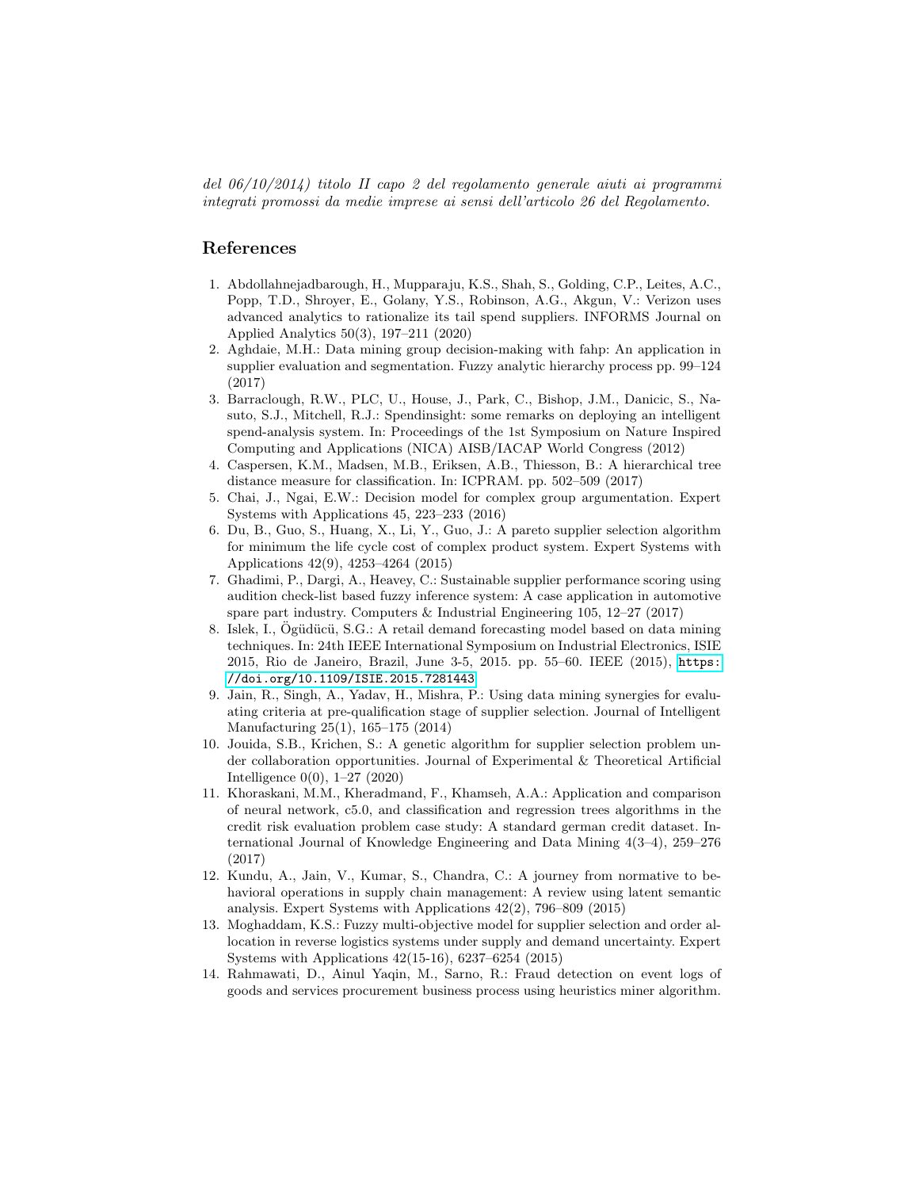*del 06/10/2014) titolo II capo 2 del regolamento generale aiuti ai programmi integrati promossi da medie imprese ai sensi dell'articolo 26 del Regolamento.*

## References

1. Abdollahnejadbarough, H., Mupparaju, K.S., Shah, S., Golding, C.P., Leites, A.C., Popp, T.D., Shroyer, E., Golany, Y.S., Robinson, A.G., Akgun, V.: Verizon uses advanced analytics to rationalize its tail spend suppliers. INFORMS Journal on Applied Analytics 50(3), 197–211 (2020)
2. Aghdaie, M.H.: Data mining group decision-making with fahp: An application in supplier evaluation and segmentation. Fuzzy analytic hierarchy process pp. 99–124 (2017)
3. Barraclough, R.W., PLC, U., House, J., Park, C., Bishop, J.M., Danicic, S., Nasuto, S.J., Mitchell, R.J.: Spendinsight: some remarks on deploying an intelligent spend-analysis system. In: Proceedings of the 1st Symposium on Nature Inspired Computing and Applications (NICA) AISB/IACAP World Congress (2012)
4. Caspersen, K.M., Madsen, M.B., Eriksen, A.B., Thiesson, B.: A hierarchical tree distance measure for classification. In: ICPRAM. pp. 502–509 (2017)
5. Chai, J., Ngai, E.W.: Decision model for complex group argumentation. Expert Systems with Applications 45, 223–233 (2016)
6. Du, B., Guo, S., Huang, X., Li, Y., Guo, J.: A pareto supplier selection algorithm for minimum the life cycle cost of complex product system. Expert Systems with Applications 42(9), 4253–4264 (2015)
7. Ghadimi, P., Dargi, A., Heavey, C.: Sustainable supplier performance scoring using audition check-list based fuzzy inference system: A case application in automotive spare part industry. Computers & Industrial Engineering 105, 12–27 (2017)
8. Islek, I., Ögüdücü, S.G.: A retail demand forecasting model based on data mining techniques. In: 24th IEEE International Symposium on Industrial Electronics, ISIE 2015, Rio de Janeiro, Brazil, June 3-5, 2015. pp. 55–60. IEEE (2015), https://doi.org/10.1109/ISIE.2015.7281443
9. Jain, R., Singh, A., Yadav, H., Mishra, P.: Using data mining synergies for evaluating criteria at pre-qualification stage of supplier selection. Journal of Intelligent Manufacturing 25(1), 165–175 (2014)
10. Jouida, S.B., Krichen, S.: A genetic algorithm for supplier selection problem under collaboration opportunities. Journal of Experimental & Theoretical Artificial Intelligence 0(0), 1–27 (2020)
11. Khoraskani, M.M., Kheradmand, F., Khamseh, A.A.: Application and comparison of neural network, c5.0, and classification and regression trees algorithms in the credit risk evaluation problem case study: A standard german credit dataset. International Journal of Knowledge Engineering and Data Mining 4(3–4), 259–276 (2017)
12. Kundu, A., Jain, V., Kumar, S., Chandra, C.: A journey from normative to behavioral operations in supply chain management: A review using latent semantic analysis. Expert Systems with Applications 42(2), 796–809 (2015)
13. Moghaddam, K.S.: Fuzzy multi-objective model for supplier selection and order allocation in reverse logistics systems under supply and demand uncertainty. Expert Systems with Applications 42(15-16), 6237–6254 (2015)
14. Rahmawati, D., Ainul Yaqin, M., Sarno, R.: Fraud detection on event logs of goods and services procurement business process using heuristics miner algorithm.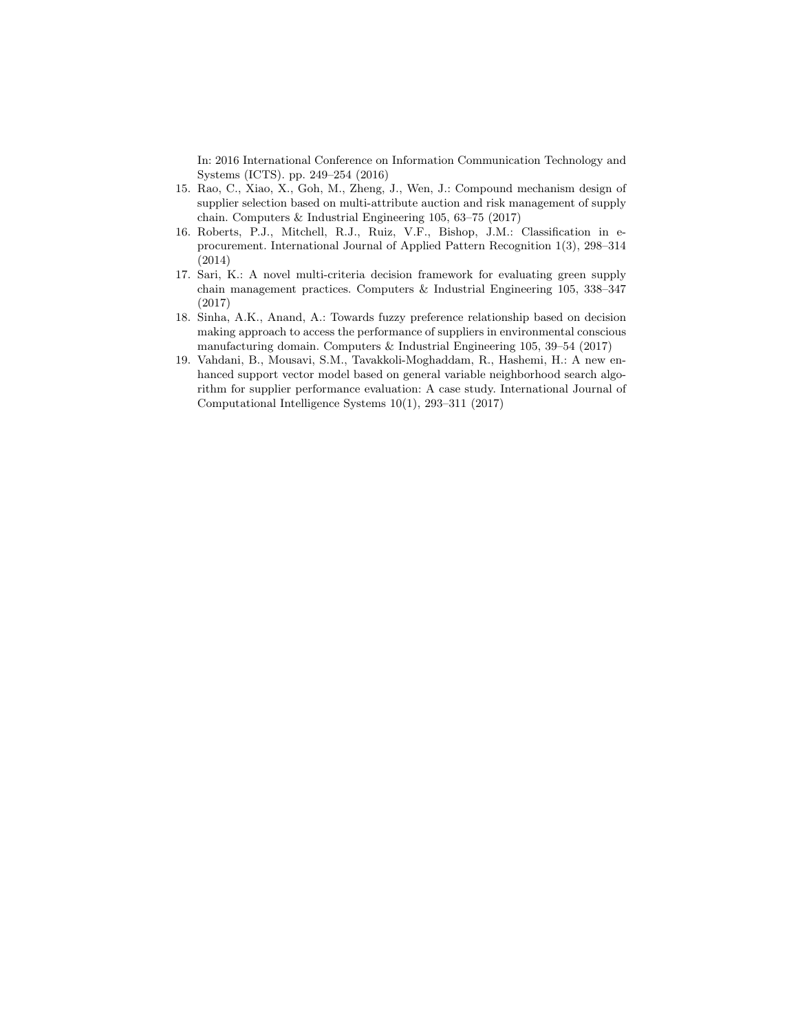In: 2016 International Conference on Information Communication Technology and Systems (ICTS). pp. 249–254 (2016)

15. Rao, C., Xiao, X., Goh, M., Zheng, J., Wen, J.: Compound mechanism design of supplier selection based on multi-attribute auction and risk management of supply chain. Computers & Industrial Engineering 105, 63–75 (2017)
16. Roberts, P.J., Mitchell, R.J., Ruiz, V.F., Bishop, J.M.: Classification in e-procurement. International Journal of Applied Pattern Recognition 1(3), 298–314 (2014)
17. Sari, K.: A novel multi-criteria decision framework for evaluating green supply chain management practices. Computers & Industrial Engineering 105, 338–347 (2017)
18. Sinha, A.K., Anand, A.: Towards fuzzy preference relationship based on decision making approach to access the performance of suppliers in environmental conscious manufacturing domain. Computers & Industrial Engineering 105, 39–54 (2017)
19. Vahdani, B., Mousavi, S.M., Tavakkoli-Moghaddam, R., Hashemi, H.: A new enhanced support vector model based on general variable neighborhood search algorithm for supplier performance evaluation: A case study. International Journal of Computational Intelligence Systems 10(1), 293–311 (2017)